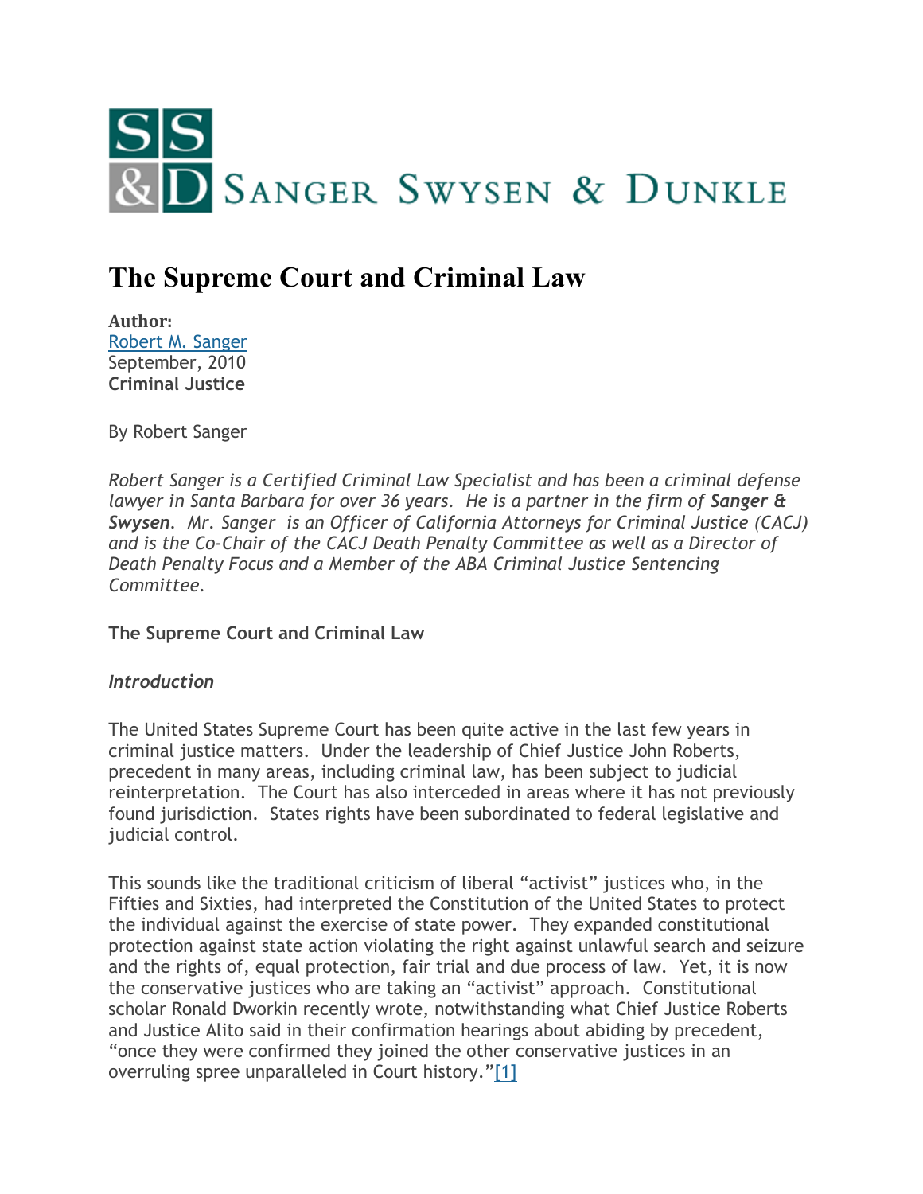SANGER SWYSEN & DUNKLE

# The Supreme Court and Criminal Law

**Author:**
[Robert M. Sanger]
September, 2010
**Criminal Justice**

By Robert Sanger

*Robert Sanger is a Certified Criminal Law Specialist and has been a criminal defense lawyer in Santa Barbara for over 36 years. He is a partner in the firm of **Sanger & Swysen**. Mr. Sanger is an Officer of California Attorneys for Criminal Justice (CACJ) and is the Co-Chair of the CACJ Death Penalty Committee as well as a Director of Death Penalty Focus and a Member of the ABA Criminal Justice Sentencing Committee.*

**The Supreme Court and Criminal Law**

***Introduction***

The United States Supreme Court has been quite active in the last few years in criminal justice matters. Under the leadership of Chief Justice John Roberts, precedent in many areas, including criminal law, has been subject to judicial reinterpretation. The Court has also interceded in areas where it has not previously found jurisdiction. States rights have been subordinated to federal legislative and judicial control.

This sounds like the traditional criticism of liberal "activist" justices who, in the Fifties and Sixties, had interpreted the Constitution of the United States to protect the individual against the exercise of state power. They expanded constitutional protection against state action violating the right against unlawful search and seizure and the rights of, equal protection, fair trial and due process of law. Yet, it is now the conservative justices who are taking an "activist" approach. Constitutional scholar Ronald Dworkin recently wrote, notwithstanding what Chief Justice Roberts and Justice Alito said in their confirmation hearings about abiding by precedent, "once they were confirmed they joined the other conservative justices in an overruling spree unparalleled in Court history."[1]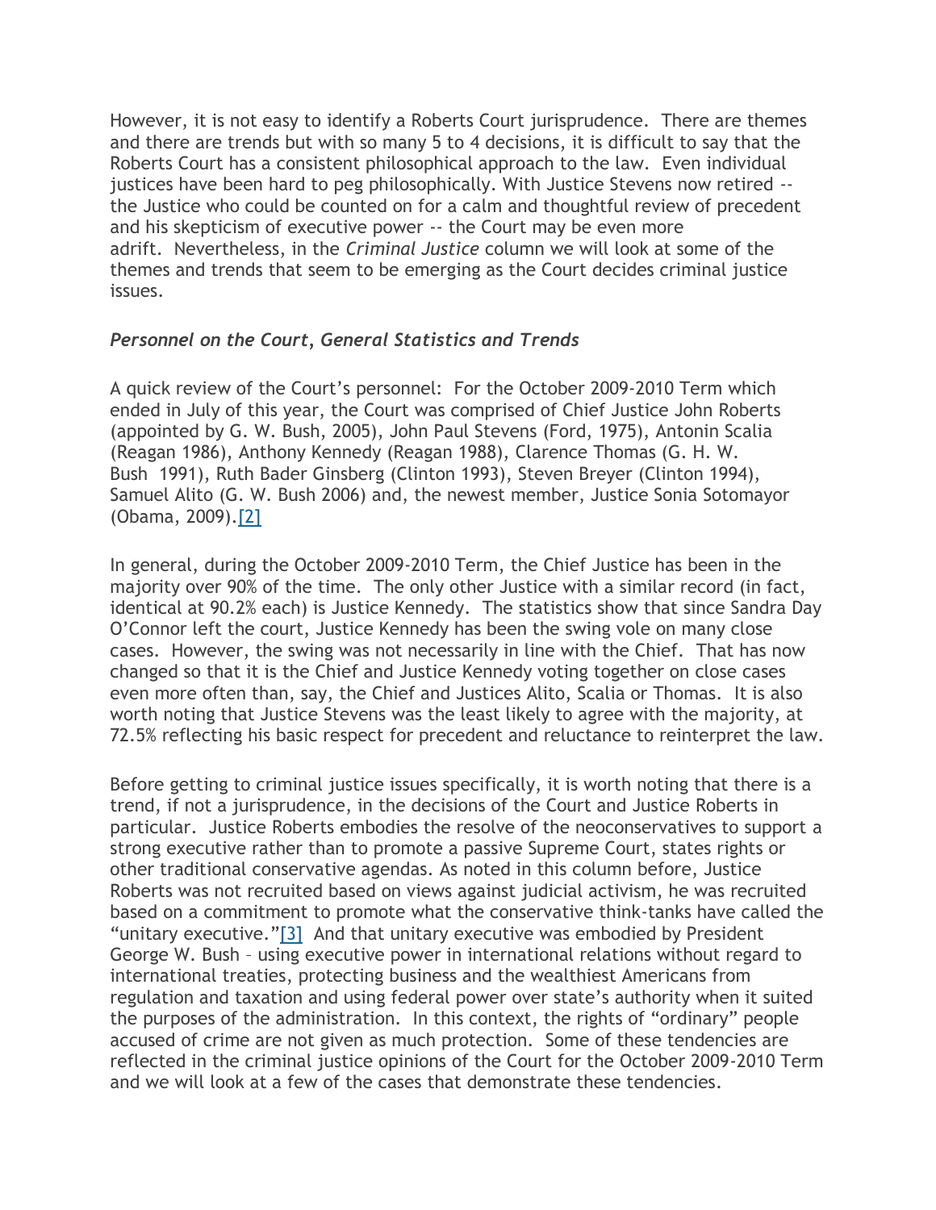However, it is not easy to identify a Roberts Court jurisprudence. There are themes and there are trends but with so many 5 to 4 decisions, it is difficult to say that the Roberts Court has a consistent philosophical approach to the law. Even individual justices have been hard to peg philosophically. With Justice Stevens now retired -- the Justice who could be counted on for a calm and thoughtful review of precedent and his skepticism of executive power -- the Court may be even more adrift. Nevertheless, in the *Criminal Justice* column we will look at some of the themes and trends that seem to be emerging as the Court decides criminal justice issues.

***Personnel on the Court, General Statistics and Trends***

A quick review of the Court's personnel: For the October 2009-2010 Term which ended in July of this year, the Court was comprised of Chief Justice John Roberts (appointed by G. W. Bush, 2005), John Paul Stevens (Ford, 1975), Antonin Scalia (Reagan 1986), Anthony Kennedy (Reagan 1988), Clarence Thomas (G. H. W. Bush 1991), Ruth Bader Ginsberg (Clinton 1993), Steven Breyer (Clinton 1994), Samuel Alito (G. W. Bush 2006) and, the newest member, Justice Sonia Sotomayor (Obama, 2009).[2]

In general, during the October 2009-2010 Term, the Chief Justice has been in the majority over 90% of the time. The only other Justice with a similar record (in fact, identical at 90.2% each) is Justice Kennedy. The statistics show that since Sandra Day O'Connor left the court, Justice Kennedy has been the swing vole on many close cases. However, the swing was not necessarily in line with the Chief. That has now changed so that it is the Chief and Justice Kennedy voting together on close cases even more often than, say, the Chief and Justices Alito, Scalia or Thomas. It is also worth noting that Justice Stevens was the least likely to agree with the majority, at 72.5% reflecting his basic respect for precedent and reluctance to reinterpret the law.

Before getting to criminal justice issues specifically, it is worth noting that there is a trend, if not a jurisprudence, in the decisions of the Court and Justice Roberts in particular. Justice Roberts embodies the resolve of the neoconservatives to support a strong executive rather than to promote a passive Supreme Court, states rights or other traditional conservative agendas. As noted in this column before, Justice Roberts was not recruited based on views against judicial activism, he was recruited based on a commitment to promote what the conservative think-tanks have called the "unitary executive."[3] And that unitary executive was embodied by President George W. Bush – using executive power in international relations without regard to international treaties, protecting business and the wealthiest Americans from regulation and taxation and using federal power over state's authority when it suited the purposes of the administration. In this context, the rights of "ordinary" people accused of crime are not given as much protection. Some of these tendencies are reflected in the criminal justice opinions of the Court for the October 2009-2010 Term and we will look at a few of the cases that demonstrate these tendencies.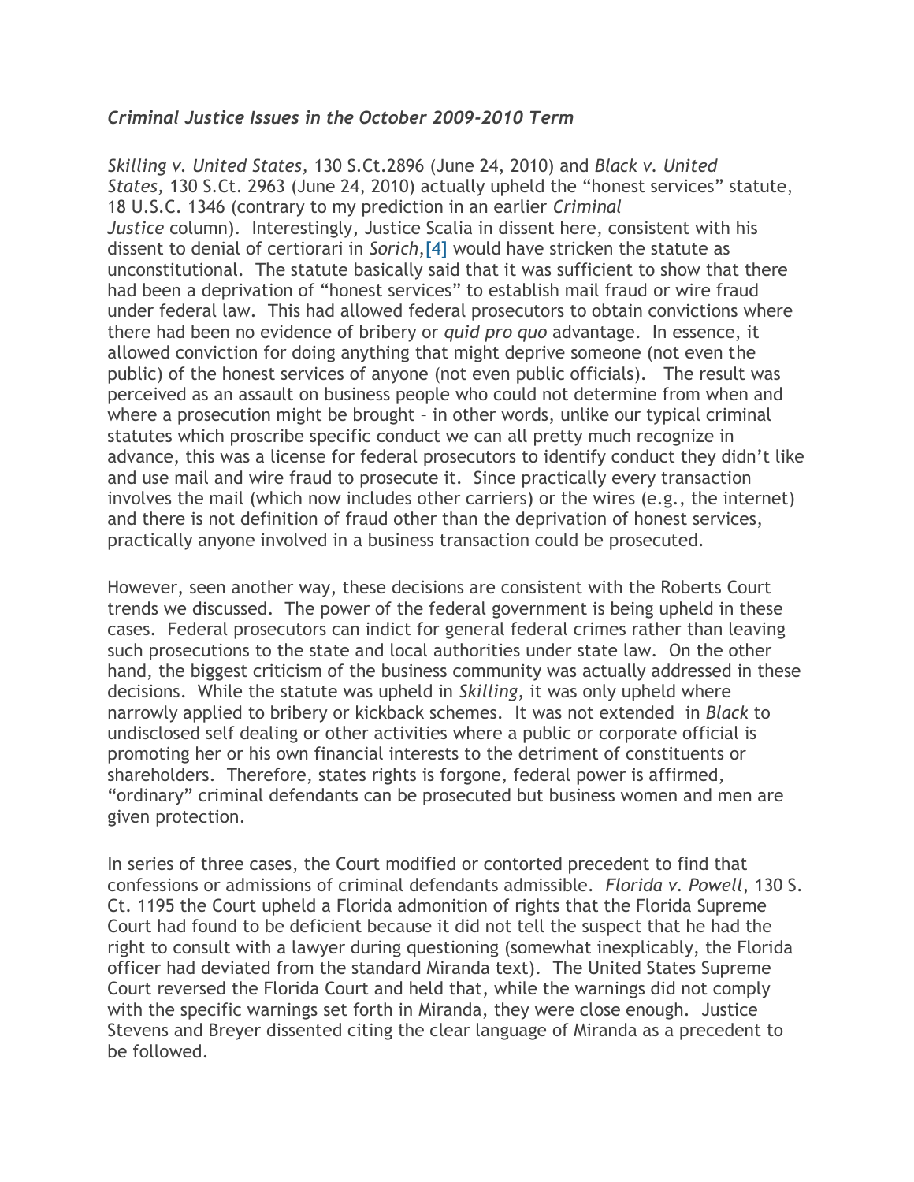### *Criminal Justice Issues in the October 2009-2010 Term*

*Skilling v. United States,* 130 S.Ct.2896 (June 24, 2010) and *Black v. United States,* 130 S.Ct. 2963 (June 24, 2010) actually upheld the "honest services" statute, 18 U.S.C. 1346 (contrary to my prediction in an earlier *Criminal Justice* column). Interestingly, Justice Scalia in dissent here, consistent with his dissent to denial of certiorari in *Sorich,*[4] would have stricken the statute as unconstitutional. The statute basically said that it was sufficient to show that there had been a deprivation of "honest services" to establish mail fraud or wire fraud under federal law. This had allowed federal prosecutors to obtain convictions where there had been no evidence of bribery or *quid pro quo* advantage. In essence, it allowed conviction for doing anything that might deprive someone (not even the public) of the honest services of anyone (not even public officials). The result was perceived as an assault on business people who could not determine from when and where a prosecution might be brought – in other words, unlike our typical criminal statutes which proscribe specific conduct we can all pretty much recognize in advance, this was a license for federal prosecutors to identify conduct they didn't like and use mail and wire fraud to prosecute it. Since practically every transaction involves the mail (which now includes other carriers) or the wires (e.g., the internet) and there is not definition of fraud other than the deprivation of honest services, practically anyone involved in a business transaction could be prosecuted.

However, seen another way, these decisions are consistent with the Roberts Court trends we discussed. The power of the federal government is being upheld in these cases. Federal prosecutors can indict for general federal crimes rather than leaving such prosecutions to the state and local authorities under state law. On the other hand, the biggest criticism of the business community was actually addressed in these decisions. While the statute was upheld in *Skilling*, it was only upheld where narrowly applied to bribery or kickback schemes. It was not extended in *Black* to undisclosed self dealing or other activities where a public or corporate official is promoting her or his own financial interests to the detriment of constituents or shareholders. Therefore, states rights is forgone, federal power is affirmed, "ordinary" criminal defendants can be prosecuted but business women and men are given protection.

In series of three cases, the Court modified or contorted precedent to find that confessions or admissions of criminal defendants admissible. *Florida v. Powell*, 130 S. Ct. 1195 the Court upheld a Florida admonition of rights that the Florida Supreme Court had found to be deficient because it did not tell the suspect that he had the right to consult with a lawyer during questioning (somewhat inexplicably, the Florida officer had deviated from the standard Miranda text). The United States Supreme Court reversed the Florida Court and held that, while the warnings did not comply with the specific warnings set forth in Miranda, they were close enough. Justice Stevens and Breyer dissented citing the clear language of Miranda as a precedent to be followed.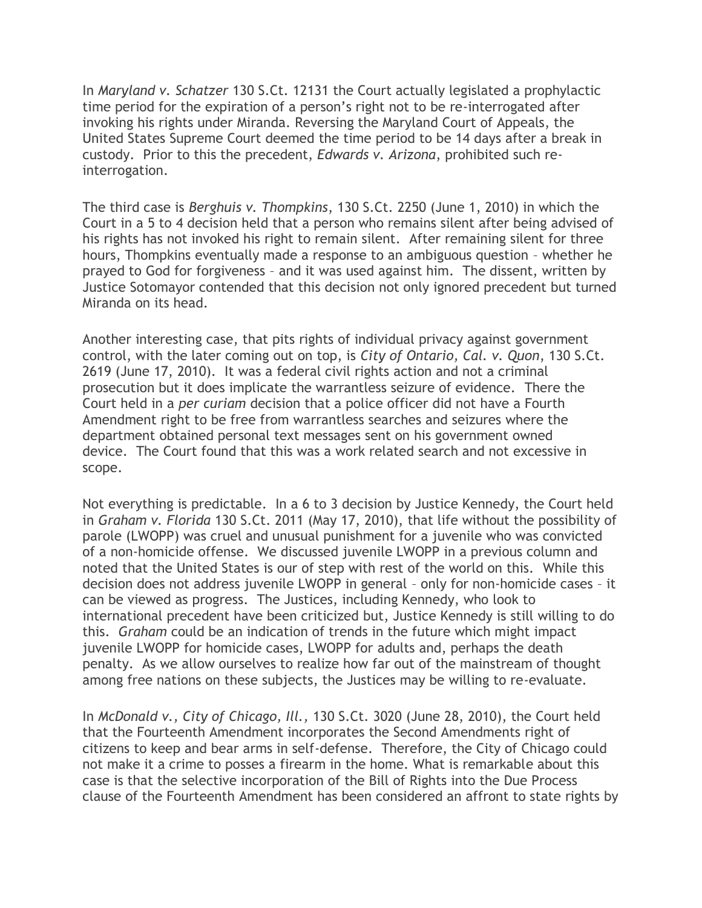In *Maryland v. Schatzer* 130 S.Ct. 12131 the Court actually legislated a prophylactic time period for the expiration of a person's right not to be re-interrogated after invoking his rights under Miranda. Reversing the Maryland Court of Appeals, the United States Supreme Court deemed the time period to be 14 days after a break in custody. Prior to this the precedent, *Edwards v. Arizona*, prohibited such re-interrogation.

The third case is *Berghuis v. Thompkins*, 130 S.Ct. 2250 (June 1, 2010) in which the Court in a 5 to 4 decision held that a person who remains silent after being advised of his rights has not invoked his right to remain silent. After remaining silent for three hours, Thompkins eventually made a response to an ambiguous question – whether he prayed to God for forgiveness – and it was used against him. The dissent, written by Justice Sotomayor contended that this decision not only ignored precedent but turned Miranda on its head.

Another interesting case, that pits rights of individual privacy against government control, with the later coming out on top, is *City of Ontario, Cal. v. Quon*, 130 S.Ct. 2619 (June 17, 2010). It was a federal civil rights action and not a criminal prosecution but it does implicate the warrantless seizure of evidence. There the Court held in a *per curiam* decision that a police officer did not have a Fourth Amendment right to be free from warrantless searches and seizures where the department obtained personal text messages sent on his government owned device. The Court found that this was a work related search and not excessive in scope.

Not everything is predictable. In a 6 to 3 decision by Justice Kennedy, the Court held in *Graham v. Florida* 130 S.Ct. 2011 (May 17, 2010), that life without the possibility of parole (LWOPP) was cruel and unusual punishment for a juvenile who was convicted of a non-homicide offense. We discussed juvenile LWOPP in a previous column and noted that the United States is our of step with rest of the world on this. While this decision does not address juvenile LWOPP in general – only for non-homicide cases – it can be viewed as progress. The Justices, including Kennedy, who look to international precedent have been criticized but, Justice Kennedy is still willing to do this. *Graham* could be an indication of trends in the future which might impact juvenile LWOPP for homicide cases, LWOPP for adults and, perhaps the death penalty. As we allow ourselves to realize how far out of the mainstream of thought among free nations on these subjects, the Justices may be willing to re-evaluate.

In *McDonald v., City of Chicago, Ill.,* 130 S.Ct. 3020 (June 28, 2010), the Court held that the Fourteenth Amendment incorporates the Second Amendments right of citizens to keep and bear arms in self-defense. Therefore, the City of Chicago could not make it a crime to posses a firearm in the home. What is remarkable about this case is that the selective incorporation of the Bill of Rights into the Due Process clause of the Fourteenth Amendment has been considered an affront to state rights by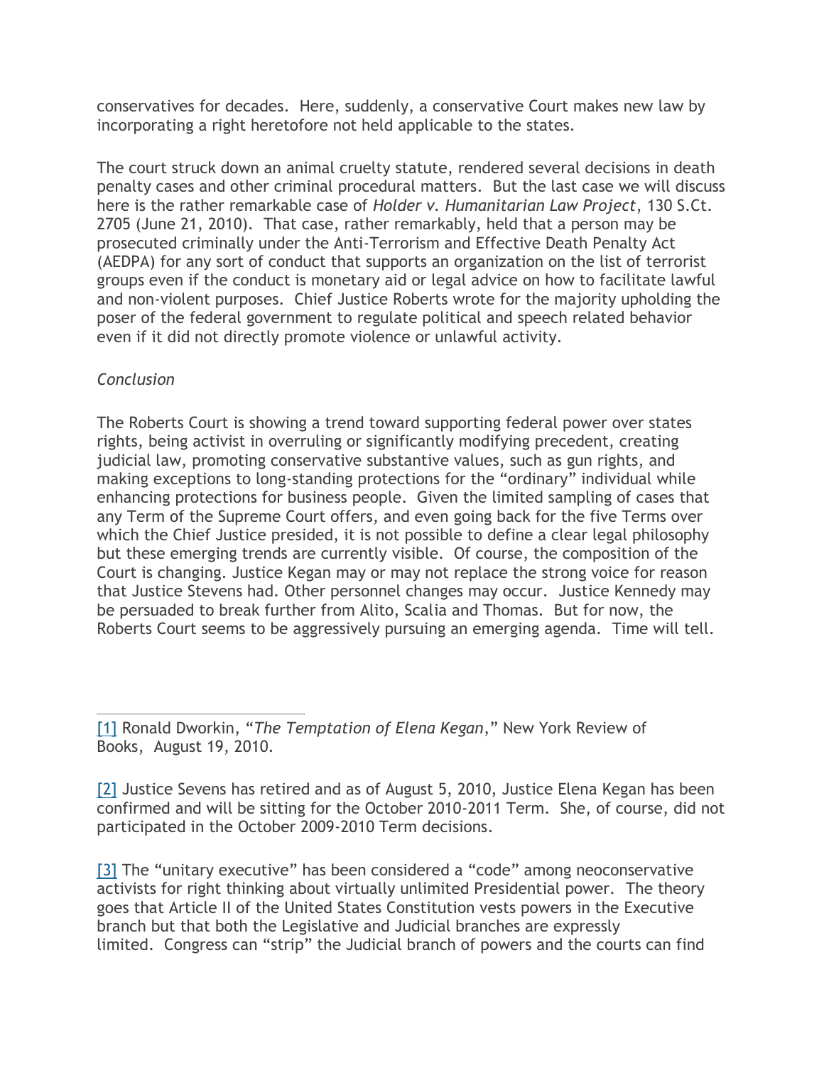conservatives for decades. Here, suddenly, a conservative Court makes new law by incorporating a right heretofore not held applicable to the states.

The court struck down an animal cruelty statute, rendered several decisions in death penalty cases and other criminal procedural matters. But the last case we will discuss here is the rather remarkable case of *Holder v. Humanitarian Law Project*, 130 S.Ct. 2705 (June 21, 2010). That case, rather remarkably, held that a person may be prosecuted criminally under the Anti-Terrorism and Effective Death Penalty Act (AEDPA) for any sort of conduct that supports an organization on the list of terrorist groups even if the conduct is monetary aid or legal advice on how to facilitate lawful and non-violent purposes. Chief Justice Roberts wrote for the majority upholding the poser of the federal government to regulate political and speech related behavior even if it did not directly promote violence or unlawful activity.

*Conclusion*

The Roberts Court is showing a trend toward supporting federal power over states rights, being activist in overruling or significantly modifying precedent, creating judicial law, promoting conservative substantive values, such as gun rights, and making exceptions to long-standing protections for the "ordinary" individual while enhancing protections for business people. Given the limited sampling of cases that any Term of the Supreme Court offers, and even going back for the five Terms over which the Chief Justice presided, it is not possible to define a clear legal philosophy but these emerging trends are currently visible. Of course, the composition of the Court is changing. Justice Kegan may or may not replace the strong voice for reason that Justice Stevens had. Other personnel changes may occur. Justice Kennedy may be persuaded to break further from Alito, Scalia and Thomas. But for now, the Roberts Court seems to be aggressively pursuing an emerging agenda. Time will tell.

---

[1] Ronald Dworkin, "*The Temptation of Elena Kegan*," New York Review of Books, August 19, 2010.

[2] Justice Sevens has retired and as of August 5, 2010, Justice Elena Kegan has been confirmed and will be sitting for the October 2010-2011 Term. She, of course, did not participated in the October 2009-2010 Term decisions.

[3] The "unitary executive" has been considered a "code" among neoconservative activists for right thinking about virtually unlimited Presidential power. The theory goes that Article II of the United States Constitution vests powers in the Executive branch but that both the Legislative and Judicial branches are expressly limited. Congress can "strip" the Judicial branch of powers and the courts can find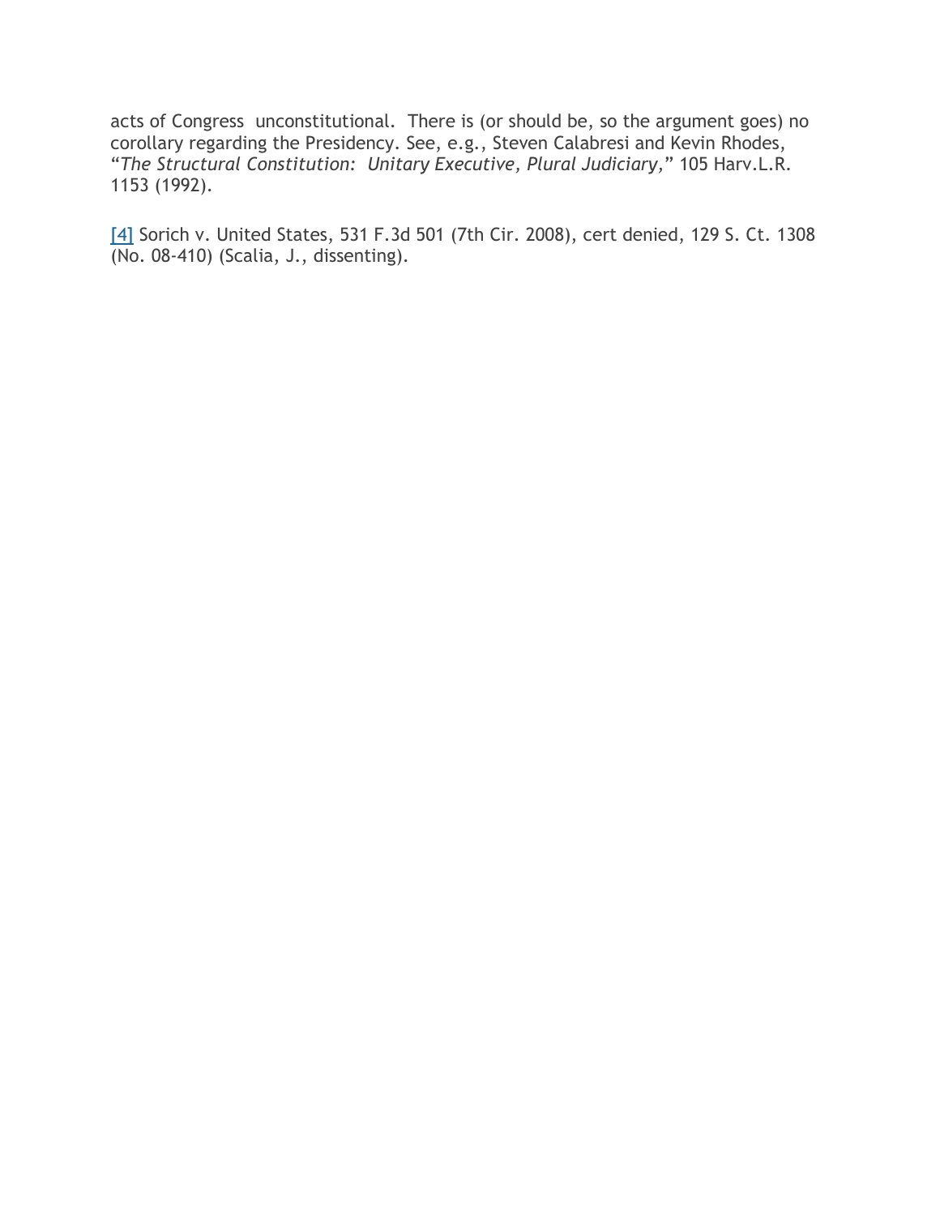acts of Congress unconstitutional. There is (or should be, so the argument goes) no corollary regarding the Presidency. See, e.g., Steven Calabresi and Kevin Rhodes, "*The Structural Constitution: Unitary Executive, Plural Judiciary*," 105 Harv.L.R. 1153 (1992).

[4] Sorich v. United States, 531 F.3d 501 (7th Cir. 2008), cert denied, 129 S. Ct. 1308 (No. 08-410) (Scalia, J., dissenting).